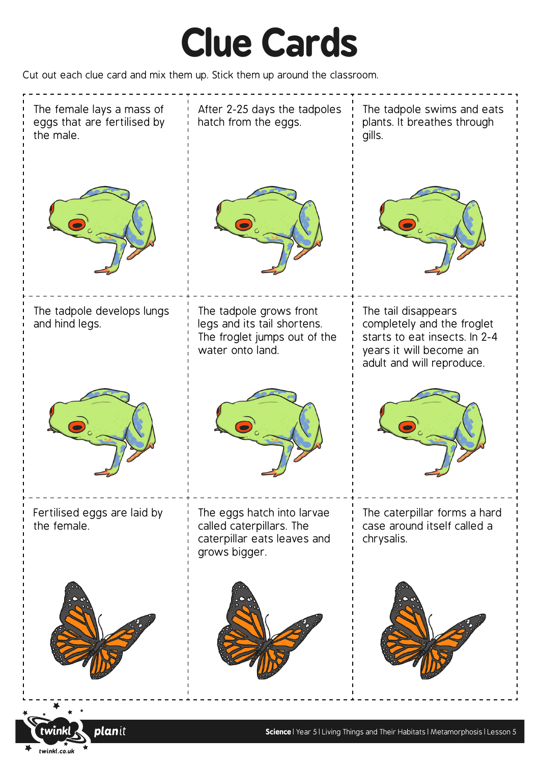# Clue Cards

Cut out each clue card and mix them up. Stick them up around the classroom.

| | | |
|---|---|---|
| The female lays a mass of eggs that are fertilised by the male. | After 2-25 days the tadpoles hatch from the eggs. | The tadpole swims and eats plants. It breathes through gills. |
| The tadpole develops lungs and hind legs. | The tadpole grows front legs and its tail shortens. The froglet jumps out of the water onto land. | The tail disappears completely and the froglet starts to eat insects. In 2-4 years it will become an adult and will reproduce. |
| Fertilised eggs are laid by the female. | The eggs hatch into larvae called caterpillars. The caterpillar eats leaves and grows bigger. | The caterpillar forms a hard case around itself called a chrysalis. |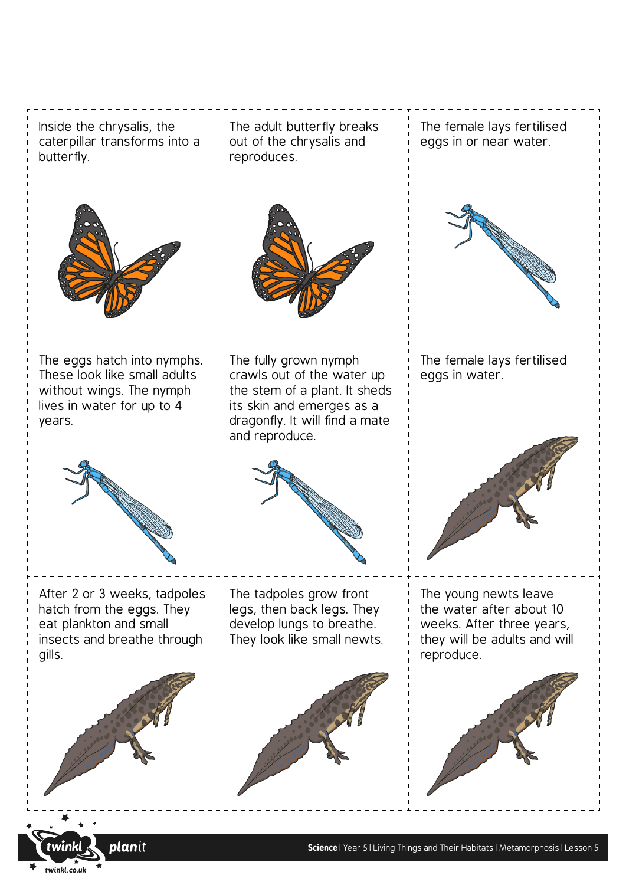Inside the chrysalis, the caterpillar transforms into a butterfly.

The adult butterfly breaks out of the chrysalis and reproduces.

The female lays fertilised eggs in or near water.

The eggs hatch into nymphs. These look like small adults without wings. The nymph lives in water for up to 4 years.

The fully grown nymph crawls out of the water up the stem of a plant. It sheds its skin and emerges as a dragonfly. It will find a mate and reproduce.

The female lays fertilised eggs in water.

After 2 or 3 weeks, tadpoles hatch from the eggs. They eat plankton and small insects and breathe through gills.

The tadpoles grow front legs, then back legs. They develop lungs to breathe. They look like small newts.

The young newts leave the water after about 10 weeks. After three years, they will be adults and will reproduce.